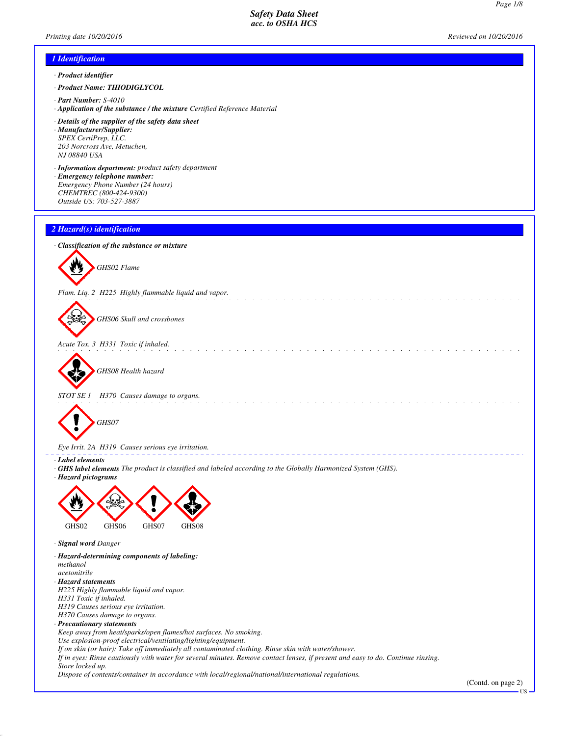# Safety Data Sheet
## acc. to OSHA HCS

Printing date 10/20/2016 Reviewed on 10/20/2016

## 1 Identification

· **Product identifier**

· **Product Name:** THIODIGLYCOL

· **Part Number:** S-4010

· **Application of the substance / the mixture** Certified Reference Material

· **Details of the supplier of the safety data sheet**

· **Manufacturer/Supplier:**
SPEX CertiPrep, LLC.
203 Norcross Ave, Metuchen,
NJ 08840 USA

· **Information department:** product safety department

· **Emergency telephone number:**
Emergency Phone Number (24 hours)
CHEMTREC (800-424-9300)
Outside US: 703-527-3887

## 2 Hazard(s) identification

· **Classification of the substance or mixture**

GHS02 Flame

Flam. Liq. 2 H225 Highly flammable liquid and vapor.

GHS06 Skull and crossbones

Acute Tox. 3 H331 Toxic if inhaled.

GHS08 Health hazard

STOT SE 1 H370 Causes damage to organs.

GHS07

Eye Irrit. 2A H319 Causes serious eye irritation.

· **Label elements**

· **GHS label elements** The product is classified and labeled according to the Globally Harmonized System (GHS).

· **Hazard pictograms**

GHS02 GHS06 GHS07 GHS08

· **Signal word** Danger

· **Hazard-determining components of labeling:**
methanol
acetonitrile

· **Hazard statements**
H225 Highly flammable liquid and vapor.
H331 Toxic if inhaled.
H319 Causes serious eye irritation.
H370 Causes damage to organs.

· **Precautionary statements**
Keep away from heat/sparks/open flames/hot surfaces. No smoking.
Use explosion-proof electrical/ventilating/lighting/equipment.
If on skin (or hair): Take off immediately all contaminated clothing. Rinse skin with water/shower.
If in eyes: Rinse cautiously with water for several minutes. Remove contact lenses, if present and easy to do. Continue rinsing.
Store locked up.
Dispose of contents/container in accordance with local/regional/national/international regulations.

(Contd. on page 2)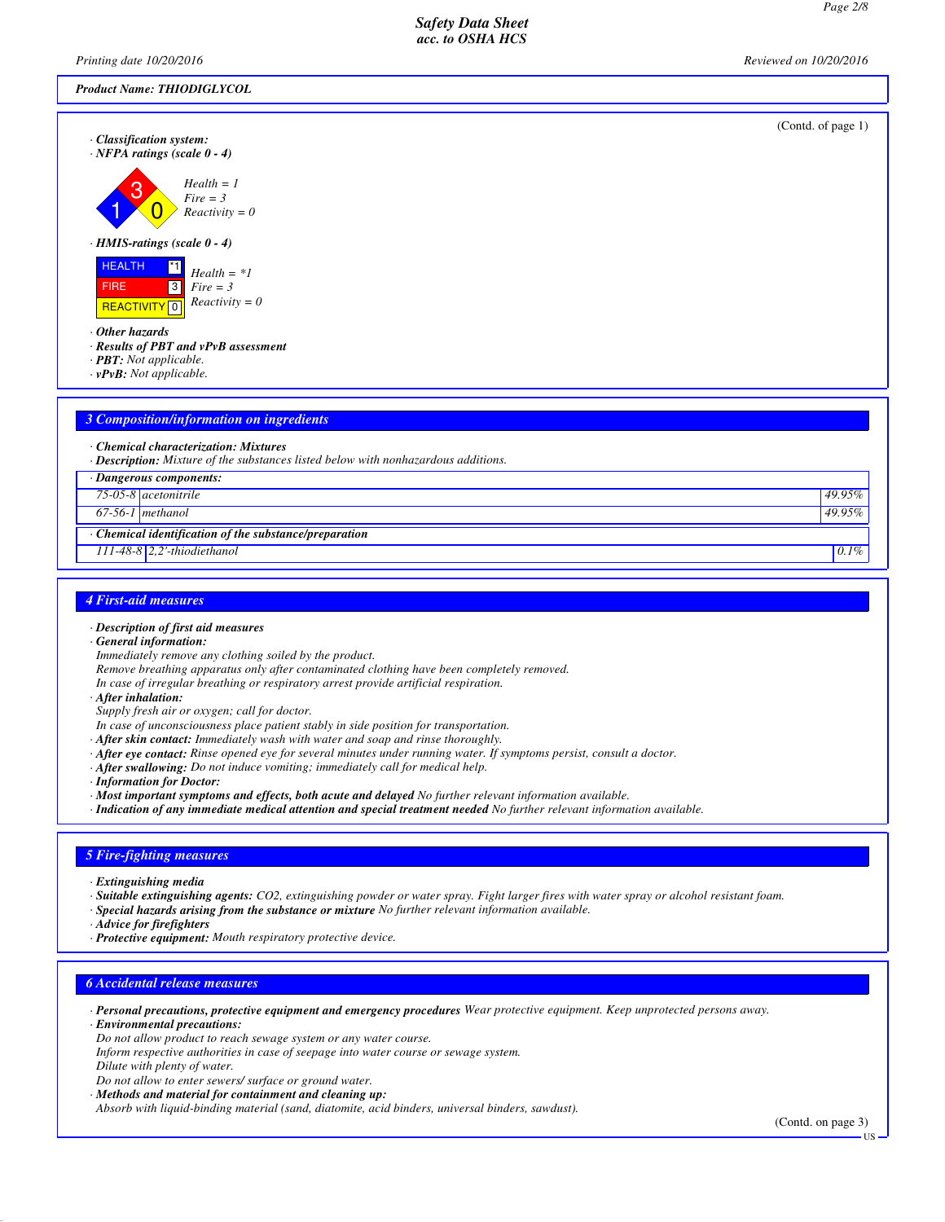Product Name: THIODIGLYCOL

(Contd. of page 1)

· **Classification system:**
· **NFPA ratings (scale 0 - 4)**

Health = 1
Fire = 3
Reactivity = 0

· **HMIS-ratings (scale 0 - 4)**

| HEALTH | *1 |
|---|---|
| FIRE | 3 |
| REACTIVITY | 0 |

Health = *1
Fire = 3
Reactivity = 0

· **Other hazards**
· **Results of PBT and vPvB assessment**
· **PBT:** Not applicable.
· **vPvB:** Not applicable.

## 3 Composition/information on ingredients

· **Chemical characterization: Mixtures**
· **Description:** Mixture of the substances listed below with nonhazardous additions.

· **Dangerous components:**

| | | |
|---|---|---|
| 75-05-8 | acetonitrile | 49.95% |
| 67-56-1 | methanol | 49.95% |

· **Chemical identification of the substance/preparation**

| | | |
|---|---|---|
| 111-48-8 | 2,2'-thiodiethanol | 0.1% |

## 4 First-aid measures

· **Description of first aid measures**
· **General information:**
Immediately remove any clothing soiled by the product.
Remove breathing apparatus only after contaminated clothing have been completely removed.
In case of irregular breathing or respiratory arrest provide artificial respiration.
· **After inhalation:**
Supply fresh air or oxygen; call for doctor.
In case of unconsciousness place patient stably in side position for transportation.
· **After skin contact:** Immediately wash with water and soap and rinse thoroughly.
· **After eye contact:** Rinse opened eye for several minutes under running water. If symptoms persist, consult a doctor.
· **After swallowing:** Do not induce vomiting; immediately call for medical help.
· **Information for Doctor:**
· **Most important symptoms and effects, both acute and delayed** No further relevant information available.
· **Indication of any immediate medical attention and special treatment needed** No further relevant information available.

## 5 Fire-fighting measures

· **Extinguishing media**
· **Suitable extinguishing agents:** CO2, extinguishing powder or water spray. Fight larger fires with water spray or alcohol resistant foam.
· **Special hazards arising from the substance or mixture** No further relevant information available.
· **Advice for firefighters**
· **Protective equipment:** Mouth respiratory protective device.

## 6 Accidental release measures

· **Personal precautions, protective equipment and emergency procedures** Wear protective equipment. Keep unprotected persons away.
· **Environmental precautions:**
Do not allow product to reach sewage system or any water course.
Inform respective authorities in case of seepage into water course or sewage system.
Dilute with plenty of water.
Do not allow to enter sewers/ surface or ground water.
· **Methods and material for containment and cleaning up:**
Absorb with liquid-binding material (sand, diatomite, acid binders, universal binders, sawdust).

(Contd. on page 3)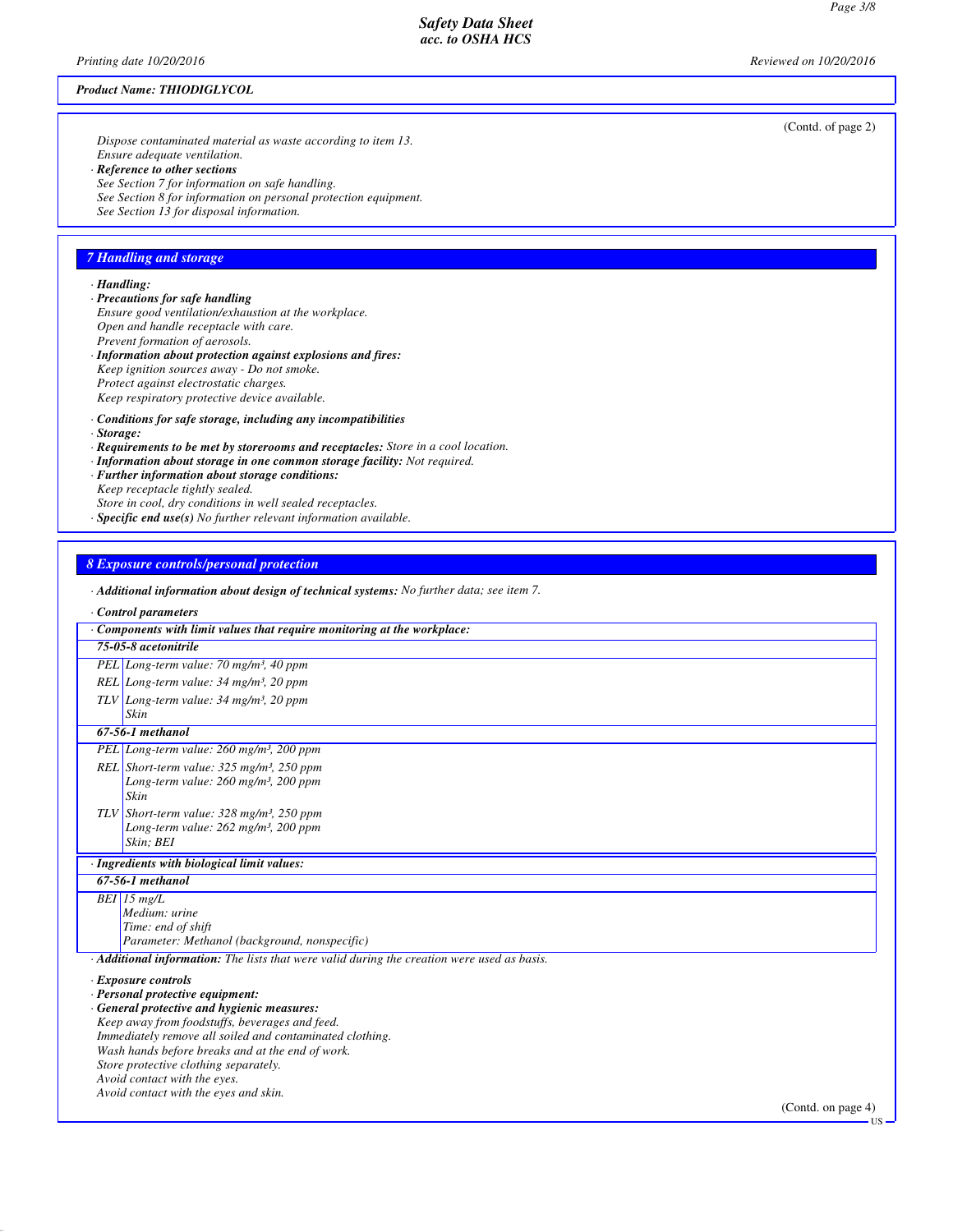**Product Name: THIODIGLYCOL**

(Contd. of page 2)

*Dispose contaminated material as waste according to item 13.*
*Ensure adequate ventilation.*

· ***Reference to other sections***
*See Section 7 for information on safe handling.*
*See Section 8 for information on personal protection equipment.*
*See Section 13 for disposal information.*

## 7 Handling and storage

· ***Handling:***

· ***Precautions for safe handling***
*Ensure good ventilation/exhaustion at the workplace.*
*Open and handle receptacle with care.*
*Prevent formation of aerosols.*

· ***Information about protection against explosions and fires:***
*Keep ignition sources away - Do not smoke.*
*Protect against electrostatic charges.*
*Keep respiratory protective device available.*

· ***Conditions for safe storage, including any incompatibilities***

· ***Storage:***

· ***Requirements to be met by storerooms and receptacles:*** *Store in a cool location.*

· ***Information about storage in one common storage facility:*** *Not required.*

· ***Further information about storage conditions:***
*Keep receptacle tightly sealed.*
*Store in cool, dry conditions in well sealed receptacles.*

· ***Specific end use(s)*** *No further relevant information available.*

## 8 Exposure controls/personal protection

· ***Additional information about design of technical systems:*** *No further data; see item 7.*

· ***Control parameters***

| · ***Components with limit values that require monitoring at the workplace:*** | |
|---|---|
| ***75-05-8 acetonitrile*** | |
| *PEL* | *Long-term value: 70 mg/m³, 40 ppm* |
| *REL* | *Long-term value: 34 mg/m³, 20 ppm* |
| *TLV* | *Long-term value: 34 mg/m³, 20 ppm*<br>*Skin* |
| ***67-56-1 methanol*** | |
| *PEL* | *Long-term value: 260 mg/m³, 200 ppm* |
| *REL* | *Short-term value: 325 mg/m³, 250 ppm*<br>*Long-term value: 260 mg/m³, 200 ppm*<br>*Skin* |
| *TLV* | *Short-term value: 328 mg/m³, 250 ppm*<br>*Long-term value: 262 mg/m³, 200 ppm*<br>*Skin; BEI* |

| · ***Ingredients with biological limit values:*** | |
|---|---|
| ***67-56-1 methanol*** | |
| *BEI* | *15 mg/L*<br>*Medium: urine*<br>*Time: end of shift*<br>*Parameter: Methanol (background, nonspecific)* |

· ***Additional information:*** *The lists that were valid during the creation were used as basis.*

· ***Exposure controls***

· ***Personal protective equipment:***

· ***General protective and hygienic measures:***
*Keep away from foodstuffs, beverages and feed.*
*Immediately remove all soiled and contaminated clothing.*
*Wash hands before breaks and at the end of work.*
*Store protective clothing separately.*
*Avoid contact with the eyes.*
*Avoid contact with the eyes and skin.*

(Contd. on page 4)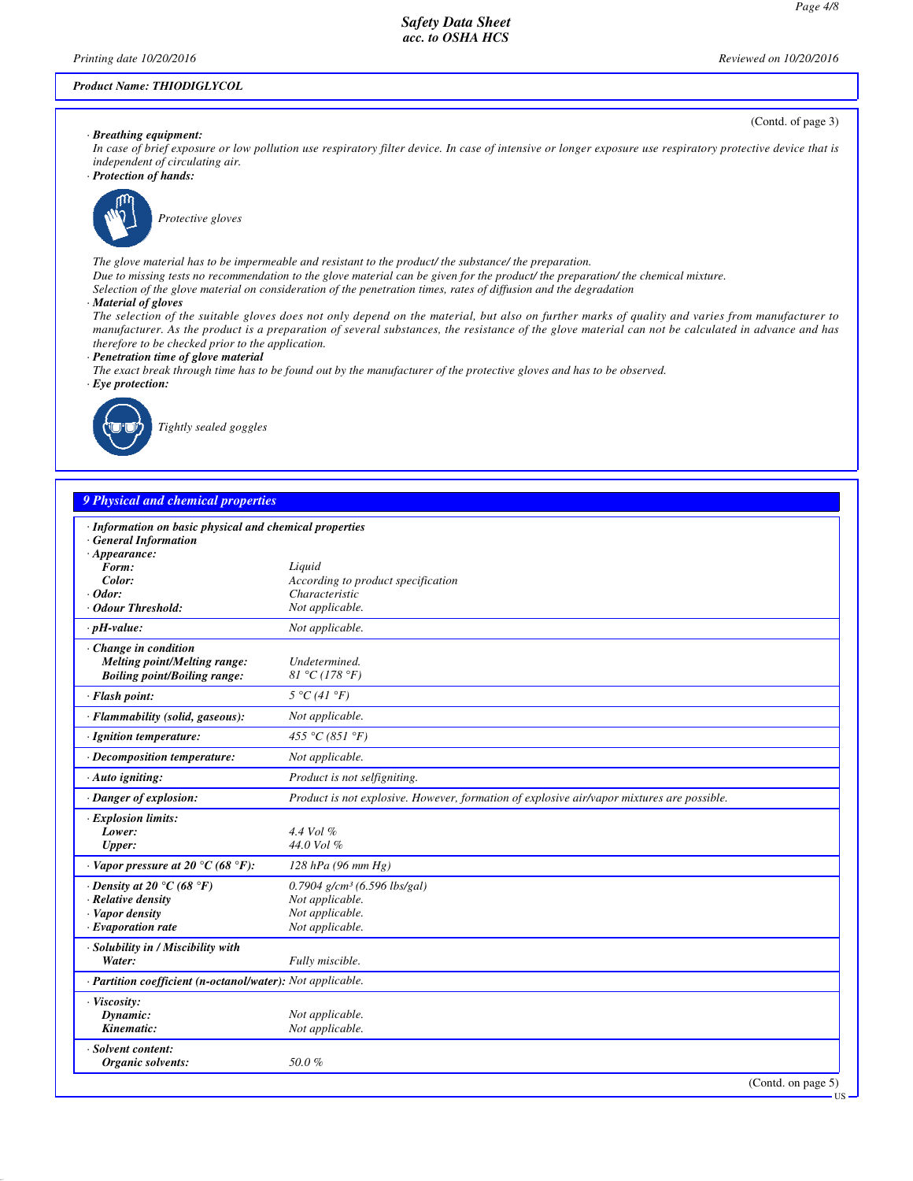**Product Name: THIODIGLYCOL**

(Contd. of page 3)

· **Breathing equipment:**
In case of brief exposure or low pollution use respiratory filter device. In case of intensive or longer exposure use respiratory protective device that is independent of circulating air.

· **Protection of hands:**

Protective gloves

The glove material has to be impermeable and resistant to the product/ the substance/ the preparation.
Due to missing tests no recommendation to the glove material can be given for the product/ the preparation/ the chemical mixture.
Selection of the glove material on consideration of the penetration times, rates of diffusion and the degradation

· **Material of gloves**
The selection of the suitable gloves does not only depend on the material, but also on further marks of quality and varies from manufacturer to manufacturer. As the product is a preparation of several substances, the resistance of the glove material can not be calculated in advance and has therefore to be checked prior to the application.

· **Penetration time of glove material**
The exact break through time has to be found out by the manufacturer of the protective gloves and has to be observed.

· **Eye protection:**

Tightly sealed goggles

## 9 Physical and chemical properties

| | |
|---|---|
| · **Information on basic physical and chemical properties** | |
| · **General Information** | |
| · **Appearance:** | |
| **Form:** | Liquid |
| **Color:** | According to product specification |
| · **Odor:** | Characteristic |
| · **Odour Threshold:** | Not applicable. |
| · **pH-value:** | Not applicable. |
| · **Change in condition** | |
| **Melting point/Melting range:** | Undetermined. |
| **Boiling point/Boiling range:** | 81 °C (178 °F) |
| · **Flash point:** | 5 °C (41 °F) |
| · **Flammability (solid, gaseous):** | Not applicable. |
| · **Ignition temperature:** | 455 °C (851 °F) |
| · **Decomposition temperature:** | Not applicable. |
| · **Auto igniting:** | Product is not selfigniting. |
| · **Danger of explosion:** | Product is not explosive. However, formation of explosive air/vapor mixtures are possible. |
| · **Explosion limits:** | |
| **Lower:** | 4.4 Vol % |
| **Upper:** | 44.0 Vol % |
| · **Vapor pressure at 20 °C (68 °F):** | 128 hPa (96 mm Hg) |
| · **Density at 20 °C (68 °F)** | 0.7904 g/cm³ (6.596 lbs/gal) |
| · **Relative density** | Not applicable. |
| · **Vapor density** | Not applicable. |
| · **Evaporation rate** | Not applicable. |
| · **Solubility in / Miscibility with** | |
| **Water:** | Fully miscible. |
| · **Partition coefficient (n-octanol/water):** | Not applicable. |
| · **Viscosity:** | |
| **Dynamic:** | Not applicable. |
| **Kinematic:** | Not applicable. |
| · **Solvent content:** | |
| **Organic solvents:** | 50.0 % |

(Contd. on page 5)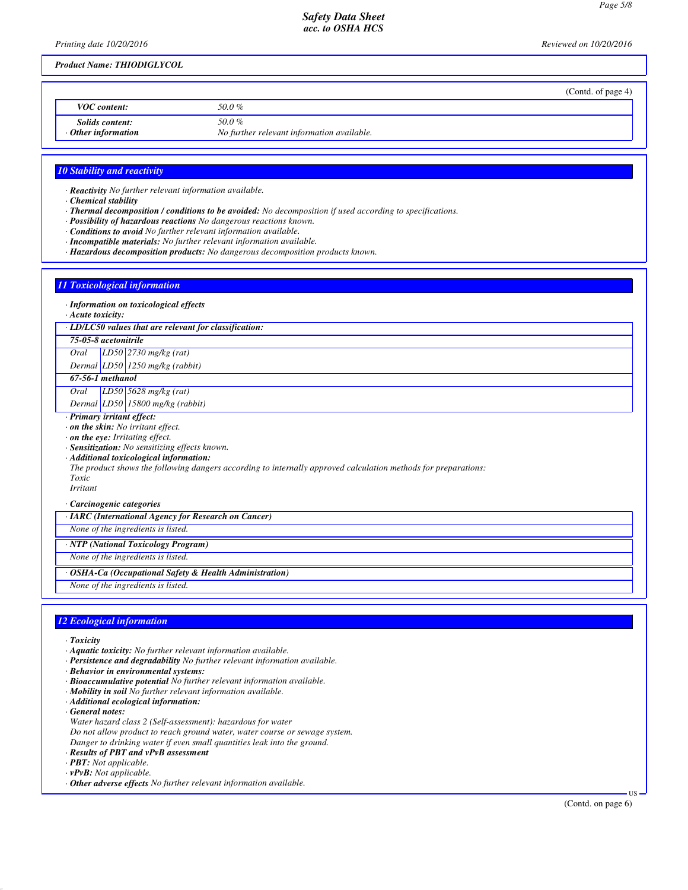**Product Name: THIODIGLYCOL**

(Contd. of page 4)

| | |
|---|---|
| *VOC content:* | 50.0 % |
| *Solids content:* | 50.0 % |
| · *Other information* | No further relevant information available. |

## 10 Stability and reactivity

· ***Reactivity*** *No further relevant information available.*
· ***Chemical stability***
· ***Thermal decomposition / conditions to be avoided:*** *No decomposition if used according to specifications.*
· ***Possibility of hazardous reactions*** *No dangerous reactions known.*
· ***Conditions to avoid*** *No further relevant information available.*
· ***Incompatible materials:*** *No further relevant information available.*
· ***Hazardous decomposition products:*** *No dangerous decomposition products known.*

## 11 Toxicological information

· ***Information on toxicological effects***
· ***Acute toxicity:***

| · LD/LC50 values that are relevant for classification: | | |
|---|---|---|
| **75-05-8 acetonitrile** | | |
| Oral | LD50 | 2730 mg/kg (rat) |
| Dermal | LD50 | 1250 mg/kg (rabbit) |
| **67-56-1 methanol** | | |
| Oral | LD50 | 5628 mg/kg (rat) |
| Dermal | LD50 | 15800 mg/kg (rabbit) |

· ***Primary irritant effect:***
· ***on the skin:*** *No irritant effect.*
· ***on the eye:*** *Irritating effect.*
· ***Sensitization:*** *No sensitizing effects known.*
· ***Additional toxicological information:***
*The product shows the following dangers according to internally approved calculation methods for preparations:*
*Toxic*
*Irritant*

· ***Carcinogenic categories***

| · IARC (International Agency for Research on Cancer) |
|---|
| None of the ingredients is listed. |

| · NTP (National Toxicology Program) |
|---|
| None of the ingredients is listed. |

| · OSHA-Ca (Occupational Safety & Health Administration) |
|---|
| None of the ingredients is listed. |

## 12 Ecological information

· ***Toxicity***
· ***Aquatic toxicity:*** *No further relevant information available.*
· ***Persistence and degradability*** *No further relevant information available.*
· ***Behavior in environmental systems:***
· ***Bioaccumulative potential*** *No further relevant information available.*
· ***Mobility in soil*** *No further relevant information available.*
· ***Additional ecological information:***
· ***General notes:***
*Water hazard class 2 (Self-assessment): hazardous for water*
*Do not allow product to reach ground water, water course or sewage system.*
*Danger to drinking water if even small quantities leak into the ground.*
· ***Results of PBT and vPvB assessment***
· ***PBT:*** *Not applicable.*
· ***vPvB:*** *Not applicable.*
· ***Other adverse effects*** *No further relevant information available.*

(Contd. on page 6)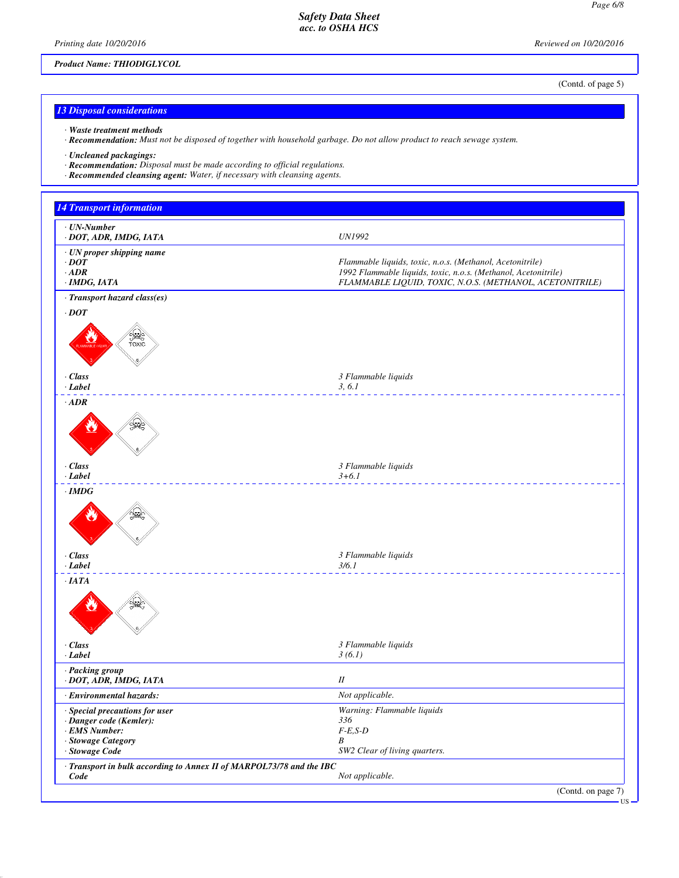Product Name: THIODIGLYCOL

(Contd. of page 5)

## 13 Disposal considerations

· **Waste treatment methods**
· **Recommendation:** Must not be disposed of together with household garbage. Do not allow product to reach sewage system.

· **Uncleaned packagings:**
· **Recommendation:** Disposal must be made according to official regulations.
· **Recommended cleansing agent:** Water, if necessary with cleansing agents.

## 14 Transport information

| | |
|---|---|
| · **UN-Number** | |
| · **DOT, ADR, IMDG, IATA** | UN1992 |
| · **UN proper shipping name** | |
| · **DOT** | Flammable liquids, toxic, n.o.s. (Methanol, Acetonitrile) |
| · **ADR** | 1992 Flammable liquids, toxic, n.o.s. (Methanol, Acetonitrile) |
| · **IMDG, IATA** | FLAMMABLE LIQUID, TOXIC, N.O.S. (METHANOL, ACETONITRILE) |
| · **Transport hazard class(es)** | |
| · **DOT** | |
| · **Class** | 3 Flammable liquids |
| · **Label** | 3, 6.1 |
| · **ADR** | |
| · **Class** | 3 Flammable liquids |
| · **Label** | 3+6.1 |
| · **IMDG** | |
| · **Class** | 3 Flammable liquids |
| · **Label** | 3/6.1 |
| · **IATA** | |
| · **Class** | 3 Flammable liquids |
| · **Label** | 3 (6.1) |
| · **Packing group** | |
| · **DOT, ADR, IMDG, IATA** | II |
| · **Environmental hazards:** | Not applicable. |
| · **Special precautions for user** | Warning: Flammable liquids |
| · **Danger code (Kemler):** | 336 |
| · **EMS Number:** | F-E,S-D |
| · **Stowage Category** | B |
| · **Stowage Code** | SW2 Clear of living quarters. |
| · **Transport in bulk according to Annex II of MARPOL73/78 and the IBC Code** | Not applicable. |

(Contd. on page 7)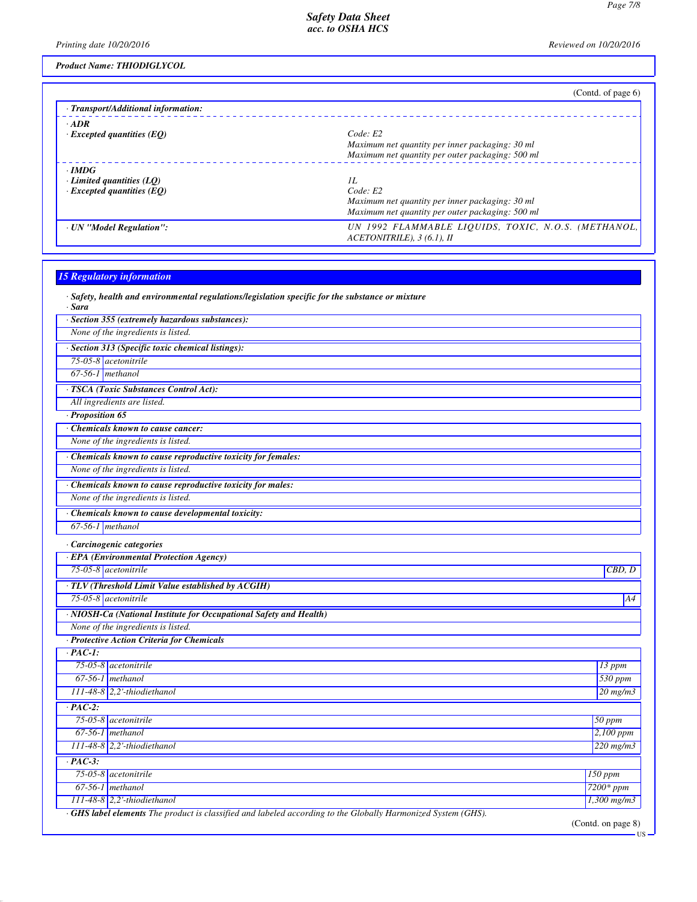Product Name: THIODIGLYCOL

(Contd. of page 6)

· Transport/Additional information:

| | |
|---|---|
| · **ADR** | |
| · **Excepted quantities (EQ)** | Code: E2<br>Maximum net quantity per inner packaging: 30 ml<br>Maximum net quantity per outer packaging: 500 ml |
| · **IMDG** | |
| · **Limited quantities (LQ)** | 1L |
| · **Excepted quantities (EQ)** | Code: E2<br>Maximum net quantity per inner packaging: 30 ml<br>Maximum net quantity per outer packaging: 500 ml |
| · **UN "Model Regulation":** | UN 1992 FLAMMABLE LIQUIDS, TOXIC, N.O.S. (METHANOL, ACETONITRILE), 3 (6.1), II |

## 15 Regulatory information

· **Safety, health and environmental regulations/legislation specific for the substance or mixture**

· **Sara**

· **Section 355 (extremely hazardous substances):**

None of the ingredients is listed.

· **Section 313 (Specific toxic chemical listings):**

| | |
|---|---|
| 75-05-8 | acetonitrile |
| 67-56-1 | methanol |

· **TSCA (Toxic Substances Control Act):**

All ingredients are listed.

· **Proposition 65**

· **Chemicals known to cause cancer:**

None of the ingredients is listed.

· **Chemicals known to cause reproductive toxicity for females:**

None of the ingredients is listed.

· **Chemicals known to cause reproductive toxicity for males:**

None of the ingredients is listed.

· **Chemicals known to cause developmental toxicity:**

| | |
|---|---|
| 67-56-1 | methanol |

· **Carcinogenic categories**

· **EPA (Environmental Protection Agency)**

| | | |
|---|---|---|
| 75-05-8 | acetonitrile | CBD, D |

· **TLV (Threshold Limit Value established by ACGIH)**

| | | |
|---|---|---|
| 75-05-8 | acetonitrile | A4 |

· **NIOSH-Ca (National Institute for Occupational Safety and Health)**

None of the ingredients is listed.

· **Protective Action Criteria for Chemicals**

· **PAC-1:**

| | | |
|---|---|---|
| 75-05-8 | acetonitrile | 13 ppm |
| 67-56-1 | methanol | 530 ppm |
| 111-48-8 | 2,2'-thiodiethanol | 20 mg/m3 |

· **PAC-2:**

| | | |
|---|---|---|
| 75-05-8 | acetonitrile | 50 ppm |
| 67-56-1 | methanol | 2,100 ppm |
| 111-48-8 | 2,2'-thiodiethanol | 220 mg/m3 |

· **PAC-3:**

| | | |
|---|---|---|
| 75-05-8 | acetonitrile | 150 ppm |
| 67-56-1 | methanol | 7200* ppm |
| 111-48-8 | 2,2'-thiodiethanol | 1,300 mg/m3 |

· **GHS label elements** The product is classified and labeled according to the Globally Harmonized System (GHS).

(Contd. on page 8)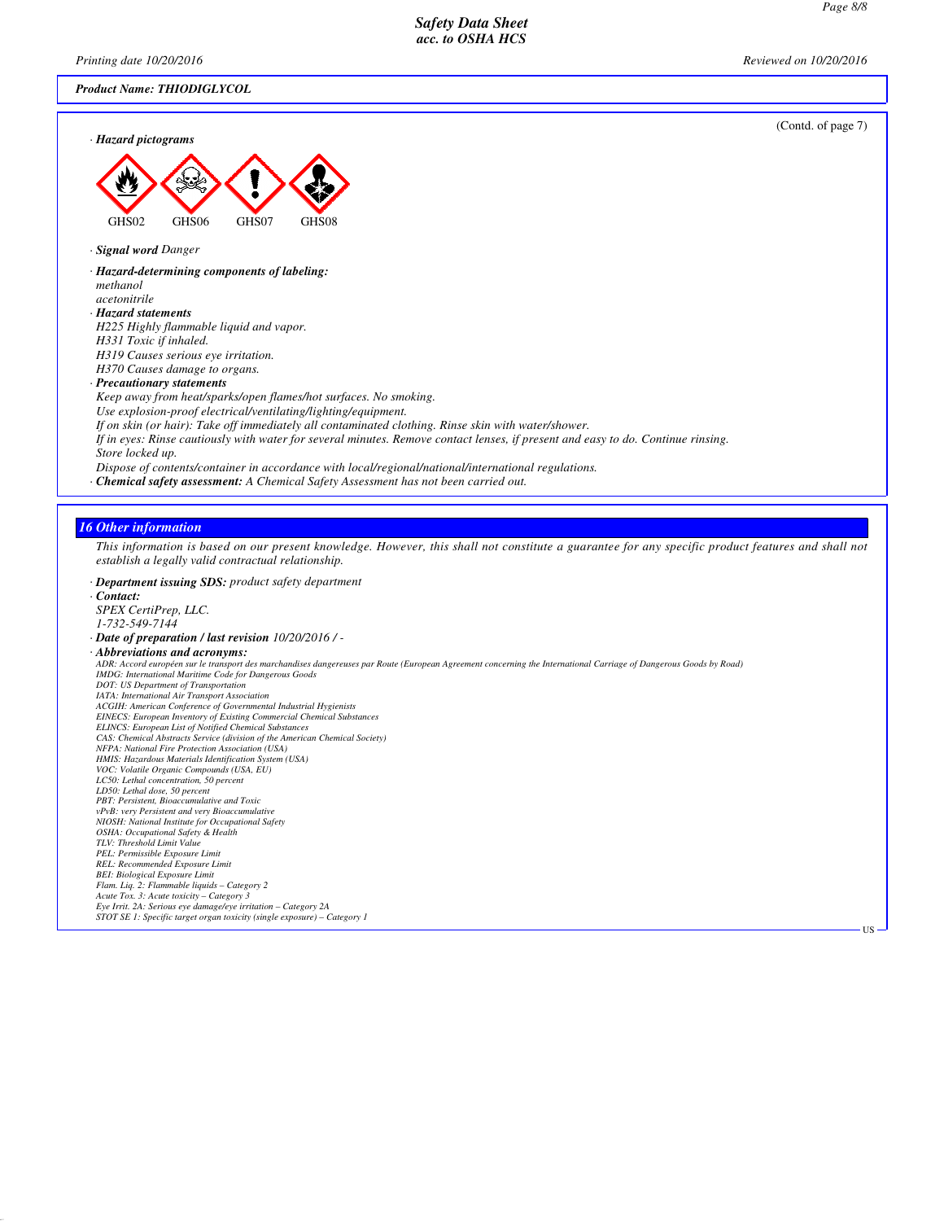Product Name: THIODIGLYCOL

(Contd. of page 7)

· **Hazard pictograms**

GHS02 GHS06 GHS07 GHS08

· **Signal word** *Danger*

· **Hazard-determining components of labeling:**
*methanol*
*acetonitrile*

· **Hazard statements**
*H225 Highly flammable liquid and vapor.*
*H331 Toxic if inhaled.*
*H319 Causes serious eye irritation.*
*H370 Causes damage to organs.*

· **Precautionary statements**
*Keep away from heat/sparks/open flames/hot surfaces. No smoking.*
*Use explosion-proof electrical/ventilating/lighting/equipment.*
*If on skin (or hair): Take off immediately all contaminated clothing. Rinse skin with water/shower.*
*If in eyes: Rinse cautiously with water for several minutes. Remove contact lenses, if present and easy to do. Continue rinsing.*
*Store locked up.*
*Dispose of contents/container in accordance with local/regional/national/international regulations.*

· **Chemical safety assessment:** *A Chemical Safety Assessment has not been carried out.*

## 16 Other information

*This information is based on our present knowledge. However, this shall not constitute a guarantee for any specific product features and shall not establish a legally valid contractual relationship.*

· **Department issuing SDS:** *product safety department*

· **Contact:**
*SPEX CertiPrep, LLC.*
*1-732-549-7144*

· **Date of preparation / last revision** *10/20/2016 / -*

· **Abbreviations and acronyms:**
*ADR: Accord européen sur le transport des marchandises dangereuses par Route (European Agreement concerning the International Carriage of Dangerous Goods by Road)*
*IMDG: International Maritime Code for Dangerous Goods*
*DOT: US Department of Transportation*
*IATA: International Air Transport Association*
*ACGIH: American Conference of Governmental Industrial Hygienists*
*EINECS: European Inventory of Existing Commercial Chemical Substances*
*ELINCS: European List of Notified Chemical Substances*
*CAS: Chemical Abstracts Service (division of the American Chemical Society)*
*NFPA: National Fire Protection Association (USA)*
*HMIS: Hazardous Materials Identification System (USA)*
*VOC: Volatile Organic Compounds (USA, EU)*
*LC50: Lethal concentration, 50 percent*
*LD50: Lethal dose, 50 percent*
*PBT: Persistent, Bioaccumulative and Toxic*
*vPvB: very Persistent and very Bioaccumulative*
*NIOSH: National Institute for Occupational Safety*
*OSHA: Occupational Safety & Health*
*TLV: Threshold Limit Value*
*PEL: Permissible Exposure Limit*
*REL: Recommended Exposure Limit*
*BEI: Biological Exposure Limit*
*Flam. Liq. 2: Flammable liquids – Category 2*
*Acute Tox. 3: Acute toxicity – Category 3*
*Eye Irrit. 2A: Serious eye damage/eye irritation – Category 2A*
*STOT SE 1: Specific target organ toxicity (single exposure) – Category 1*

US